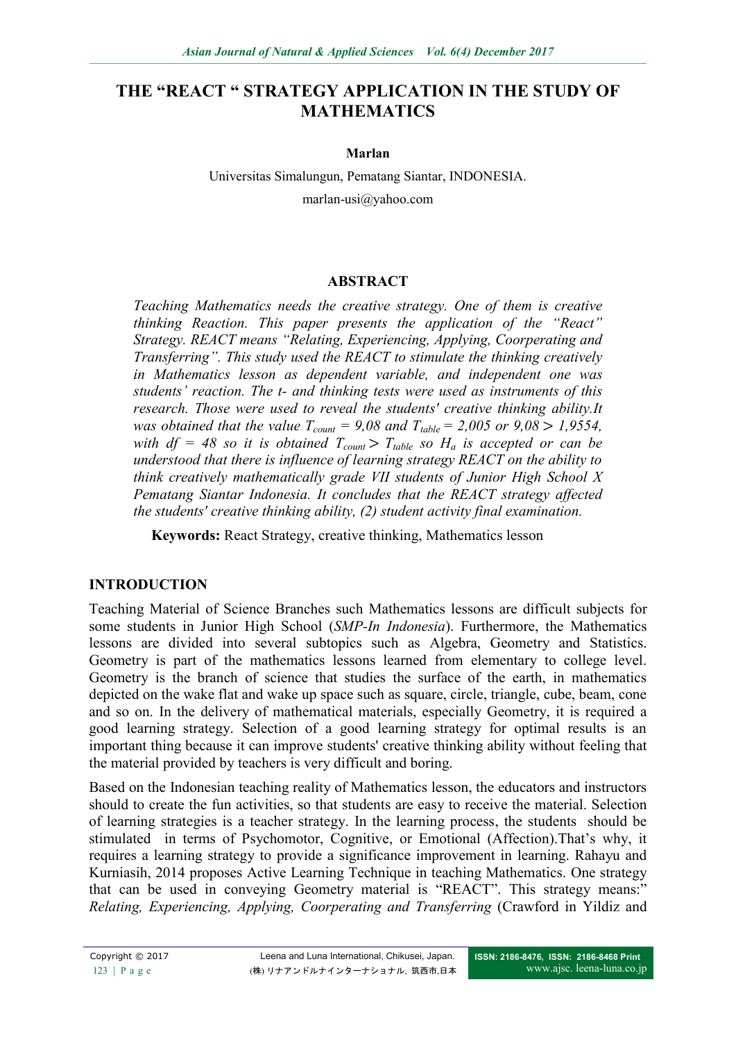# THE "REACT " STRATEGY APPLICATION IN THE STUDY OF MATHEMATICS

**Marlan**

Universitas Simalungun, Pematang Siantar, INDONESIA.

marlan-usi@yahoo.com

## ABSTRACT

*Teaching Mathematics needs the creative strategy. One of them is creative thinking Reaction. This paper presents the application of the "React" Strategy. REACT means "Relating, Experiencing, Applying, Coorperating and Transferring". This study used the REACT to stimulate the thinking creatively in Mathematics lesson as dependent variable, and independent one was students' reaction. The t- and thinking tests were used as instruments of this research. Those were used to reveal the students' creative thinking ability.It was obtained that the value $T_{count}$ = 9,08 and $T_{table}$ = 2,005 or 9,08 > 1,9554, with df = 48 so it is obtained $T_{count} > T_{table}$ so $H_a$ is accepted or can be understood that there is influence of learning strategy REACT on the ability to think creatively mathematically grade VII students of Junior High School X Pematang Siantar Indonesia. It concludes that the REACT strategy affected the students' creative thinking ability, (2) student activity final examination.*

**Keywords:** React Strategy, creative thinking, Mathematics lesson

## INTRODUCTION

Teaching Material of Science Branches such Mathematics lessons are difficult subjects for some students in Junior High School (*SMP-In Indonesia*). Furthermore, the Mathematics lessons are divided into several subtopics such as Algebra, Geometry and Statistics. Geometry is part of the mathematics lessons learned from elementary to college level. Geometry is the branch of science that studies the surface of the earth, in mathematics depicted on the wake flat and wake up space such as square, circle, triangle, cube, beam, cone and so on. In the delivery of mathematical materials, especially Geometry, it is required a good learning strategy. Selection of a good learning strategy for optimal results is an important thing because it can improve students' creative thinking ability without feeling that the material provided by teachers is very difficult and boring.

Based on the Indonesian teaching reality of Mathematics lesson, the educators and instructors should to create the fun activities, so that students are easy to receive the material. Selection of learning strategies is a teacher strategy. In the learning process, the students should be stimulated in terms of Psychomotor, Cognitive, or Emotional (Affection).That's why, it requires a learning strategy to provide a significance improvement in learning. Rahayu and Kurniasih, 2014 proposes Active Learning Technique in teaching Mathematics. One strategy that can be used in conveying Geometry material is "REACT". This strategy means:" *Relating, Experiencing, Applying, Coorperating and Transferring* (Crawford in Yildiz and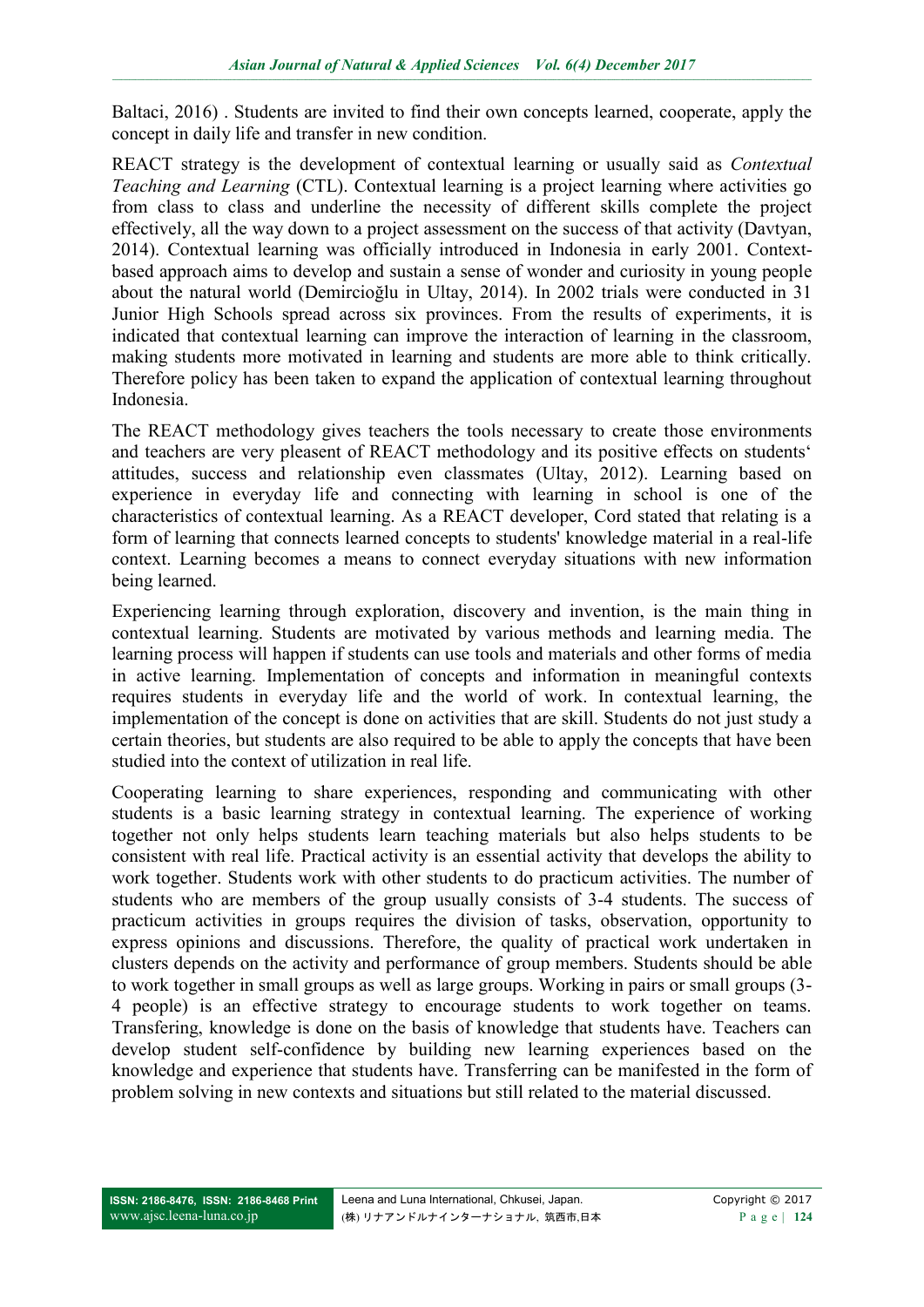Baltaci, 2016) . Students are invited to find their own concepts learned, cooperate, apply the concept in daily life and transfer in new condition.

REACT strategy is the development of contextual learning or usually said as *Contextual Teaching and Learning* (CTL). Contextual learning is a project learning where activities go from class to class and underline the necessity of different skills complete the project effectively, all the way down to a project assessment on the success of that activity (Davtyan, 2014). Contextual learning was officially introduced in Indonesia in early 2001. Context-based approach aims to develop and sustain a sense of wonder and curiosity in young people about the natural world (Demircioğlu in Ultay, 2014). In 2002 trials were conducted in 31 Junior High Schools spread across six provinces. From the results of experiments, it is indicated that contextual learning can improve the interaction of learning in the classroom, making students more motivated in learning and students are more able to think critically. Therefore policy has been taken to expand the application of contextual learning throughout Indonesia.

The REACT methodology gives teachers the tools necessary to create those environments and teachers are very pleasent of REACT methodology and its positive effects on students' attitudes, success and relationship even classmates (Ultay, 2012). Learning based on experience in everyday life and connecting with learning in school is one of the characteristics of contextual learning. As a REACT developer, Cord stated that relating is a form of learning that connects learned concepts to students' knowledge material in a real-life context. Learning becomes a means to connect everyday situations with new information being learned.

Experiencing learning through exploration, discovery and invention, is the main thing in contextual learning. Students are motivated by various methods and learning media. The learning process will happen if students can use tools and materials and other forms of media in active learning. Implementation of concepts and information in meaningful contexts requires students in everyday life and the world of work. In contextual learning, the implementation of the concept is done on activities that are skill. Students do not just study a certain theories, but students are also required to be able to apply the concepts that have been studied into the context of utilization in real life.

Cooperating learning to share experiences, responding and communicating with other students is a basic learning strategy in contextual learning. The experience of working together not only helps students learn teaching materials but also helps students to be consistent with real life. Practical activity is an essential activity that develops the ability to work together. Students work with other students to do practicum activities. The number of students who are members of the group usually consists of 3-4 students. The success of practicum activities in groups requires the division of tasks, observation, opportunity to express opinions and discussions. Therefore, the quality of practical work undertaken in clusters depends on the activity and performance of group members. Students should be able to work together in small groups as well as large groups. Working in pairs or small groups (3-4 people) is an effective strategy to encourage students to work together on teams. Transfering, knowledge is done on the basis of knowledge that students have. Teachers can develop student self-confidence by building new learning experiences based on the knowledge and experience that students have. Transferring can be manifested in the form of problem solving in new contexts and situations but still related to the material discussed.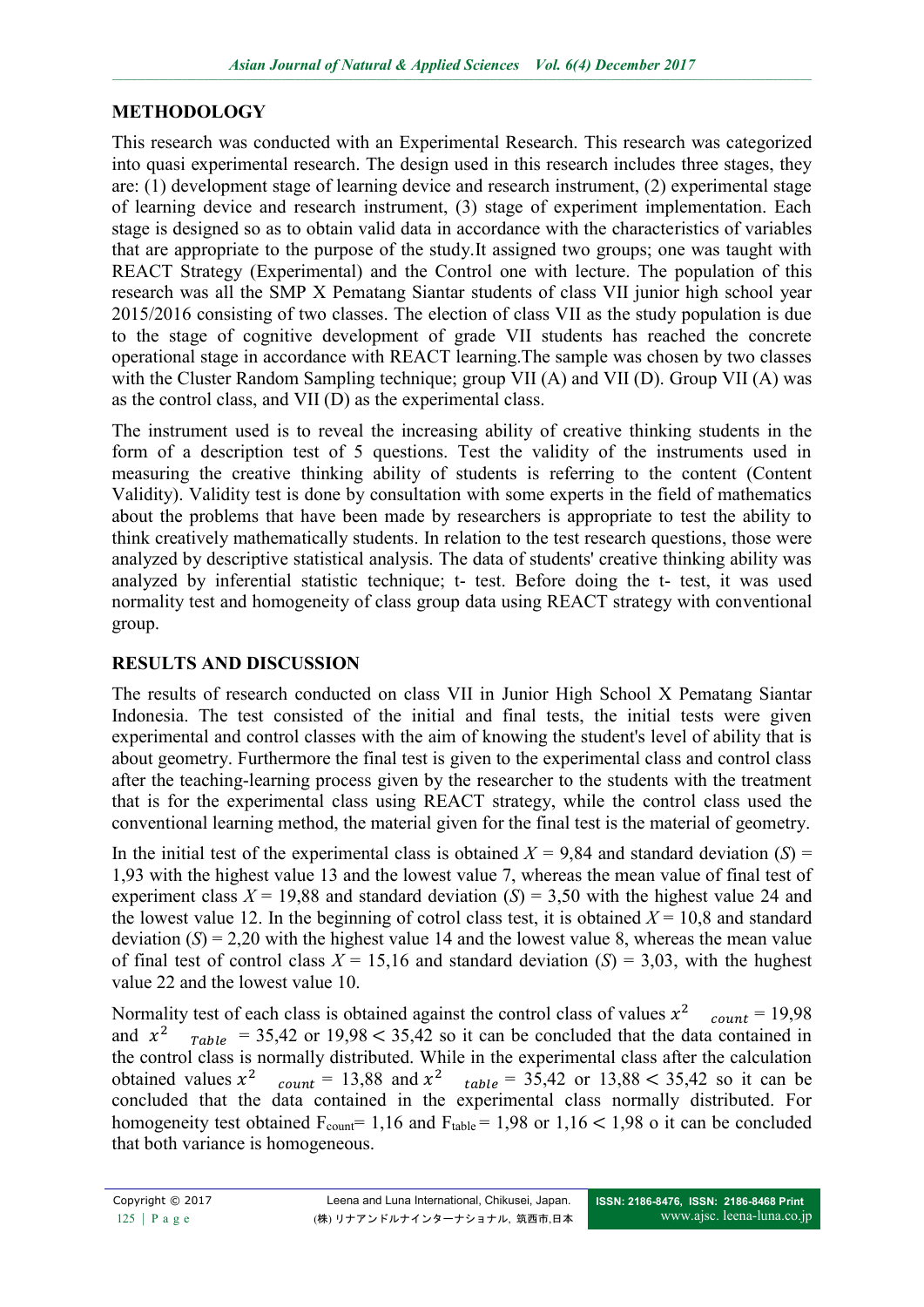## METHODOLOGY

This research was conducted with an Experimental Research. This research was categorized into quasi experimental research. The design used in this research includes three stages, they are: (1) development stage of learning device and research instrument, (2) experimental stage of learning device and research instrument, (3) stage of experiment implementation. Each stage is designed so as to obtain valid data in accordance with the characteristics of variables that are appropriate to the purpose of the study.It assigned two groups; one was taught with REACT Strategy (Experimental) and the Control one with lecture. The population of this research was all the SMP X Pematang Siantar students of class VII junior high school year 2015/2016 consisting of two classes. The election of class VII as the study population is due to the stage of cognitive development of grade VII students has reached the concrete operational stage in accordance with REACT learning.The sample was chosen by two classes with the Cluster Random Sampling technique; group VII (A) and VII (D). Group VII (A) was as the control class, and VII (D) as the experimental class.

The instrument used is to reveal the increasing ability of creative thinking students in the form of a description test of 5 questions. Test the validity of the instruments used in measuring the creative thinking ability of students is referring to the content (Content Validity). Validity test is done by consultation with some experts in the field of mathematics about the problems that have been made by researchers is appropriate to test the ability to think creatively mathematically students. In relation to the test research questions, those were analyzed by descriptive statistical analysis. The data of students' creative thinking ability was analyzed by inferential statistic technique; t- test. Before doing the t- test, it was used normality test and homogeneity of class group data using REACT strategy with conventional group.

## RESULTS AND DISCUSSION

The results of research conducted on class VII in Junior High School X Pematang Siantar Indonesia. The test consisted of the initial and final tests, the initial tests were given experimental and control classes with the aim of knowing the student's level of ability that is about geometry. Furthermore the final test is given to the experimental class and control class after the teaching-learning process given by the researcher to the students with the treatment that is for the experimental class using REACT strategy, while the control class used the conventional learning method, the material given for the final test is the material of geometry.

In the initial test of the experimental class is obtained $X$ = 9,84 and standard deviation ($S$) = 1,93 with the highest value 13 and the lowest value 7, whereas the mean value of final test of experiment class $X$ = 19,88 and standard deviation ($S$) = 3,50 with the highest value 24 and the lowest value 12. In the beginning of cotrol class test, it is obtained $X$ = 10,8 and standard deviation ($S$) = 2,20 with the highest value 14 and the lowest value 8, whereas the mean value of final test of control class $X$ = 15,16 and standard deviation ($S$) = 3,03, with the hughest value 22 and the lowest value 10.

Normality test of each class is obtained against the control class of values $x^2_{count}$ = 19,98 and $x^2_{Table}$ = 35,42 or 19,98 < 35,42 so it can be concluded that the data contained in the control class is normally distributed. While in the experimental class after the calculation obtained values $x^2_{count}$ = 13,88 and $x^2_{table}$ = 35,42 or 13,88 < 35,42 so it can be concluded that the data contained in the experimental class normally distributed. For homogeneity test obtained $F_{count}$= 1,16 and $F_{table}$ = 1,98 or 1,16 < 1,98 o it can be concluded that both variance is homogeneous.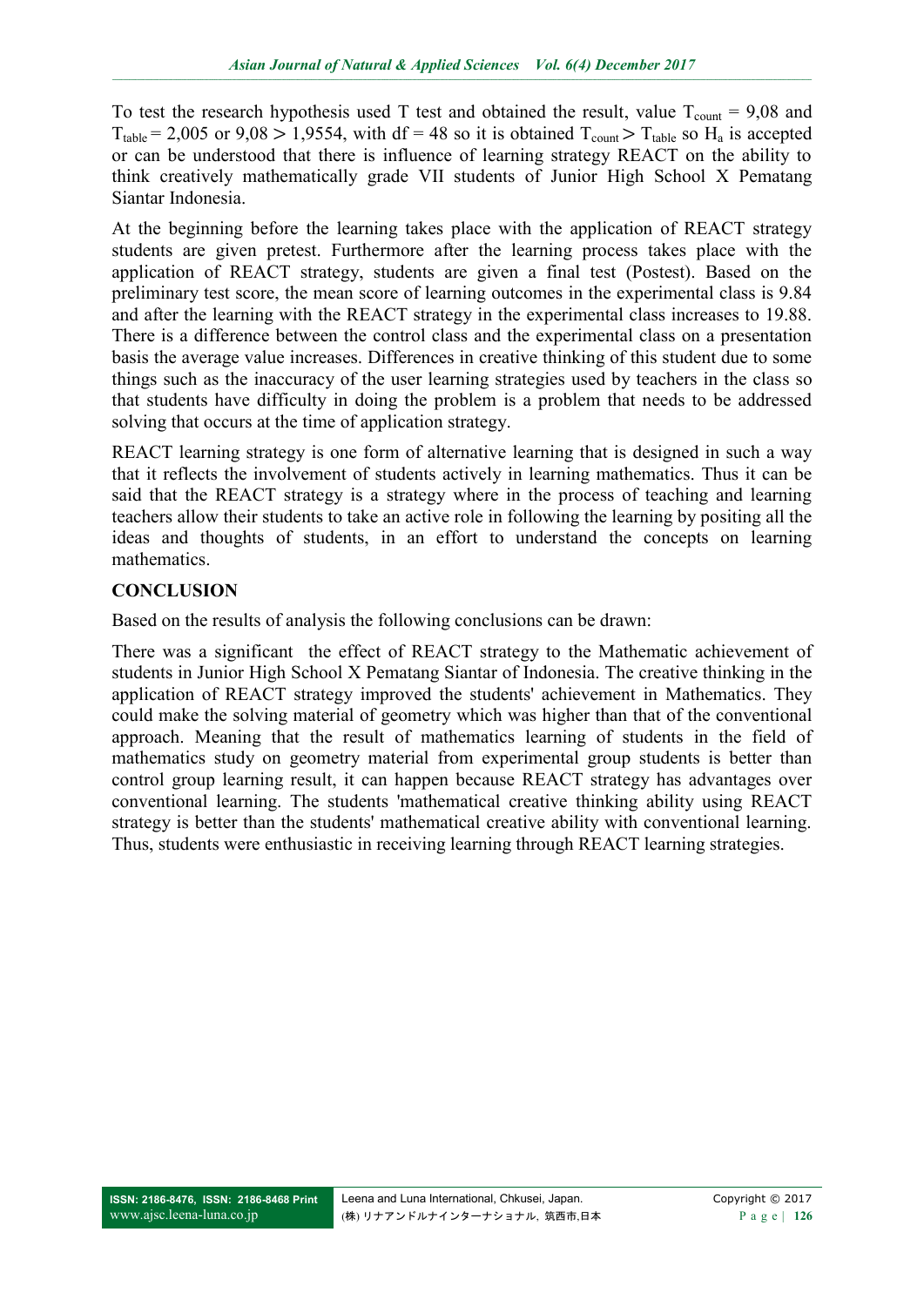To test the research hypothesis used T test and obtained the result, value $T_{count}$ = 9,08 and $T_{table}$ = 2,005 or 9,08 > 1,9554, with df = 48 so it is obtained $T_{count} > T_{table}$ so $H_a$ is accepted or can be understood that there is influence of learning strategy REACT on the ability to think creatively mathematically grade VII students of Junior High School X Pematang Siantar Indonesia.

At the beginning before the learning takes place with the application of REACT strategy students are given pretest. Furthermore after the learning process takes place with the application of REACT strategy, students are given a final test (Postest). Based on the preliminary test score, the mean score of learning outcomes in the experimental class is 9.84 and after the learning with the REACT strategy in the experimental class increases to 19.88. There is a difference between the control class and the experimental class on a presentation basis the average value increases. Differences in creative thinking of this student due to some things such as the inaccuracy of the user learning strategies used by teachers in the class so that students have difficulty in doing the problem is a problem that needs to be addressed solving that occurs at the time of application strategy.

REACT learning strategy is one form of alternative learning that is designed in such a way that it reflects the involvement of students actively in learning mathematics. Thus it can be said that the REACT strategy is a strategy where in the process of teaching and learning teachers allow their students to take an active role in following the learning by positing all the ideas and thoughts of students, in an effort to understand the concepts on learning mathematics.

## CONCLUSION

Based on the results of analysis the following conclusions can be drawn:

There was a significant the effect of REACT strategy to the Mathematic achievement of students in Junior High School X Pematang Siantar of Indonesia. The creative thinking in the application of REACT strategy improved the students' achievement in Mathematics. They could make the solving material of geometry which was higher than that of the conventional approach. Meaning that the result of mathematics learning of students in the field of mathematics study on geometry material from experimental group students is better than control group learning result, it can happen because REACT strategy has advantages over conventional learning. The students 'mathematical creative thinking ability using REACT strategy is better than the students' mathematical creative ability with conventional learning. Thus, students were enthusiastic in receiving learning through REACT learning strategies.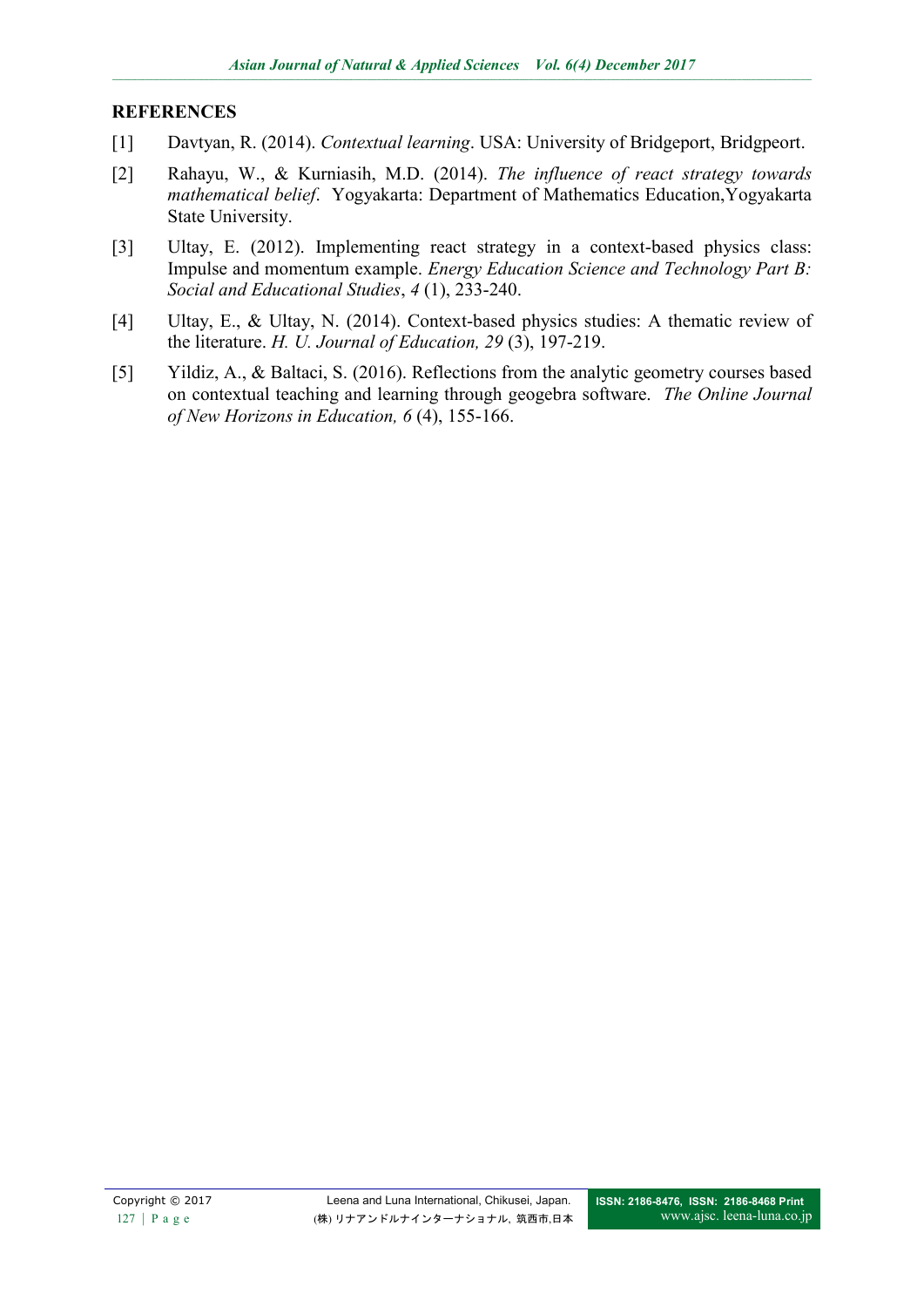## REFERENCES

[1] Davtyan, R. (2014). *Contextual learning*. USA: University of Bridgeport, Bridgpeort.

[2] Rahayu, W., & Kurniasih, M.D. (2014). *The influence of react strategy towards mathematical belief*. Yogyakarta: Department of Mathematics Education,Yogyakarta State University.

[3] Ultay, E. (2012). Implementing react strategy in a context-based physics class: Impulse and momentum example. *Energy Education Science and Technology Part B: Social and Educational Studies*, *4* (1), 233-240.

[4] Ultay, E., & Ultay, N. (2014). Context-based physics studies: A thematic review of the literature. *H. U. Journal of Education, 29* (3), 197-219.

[5] Yildiz, A., & Baltaci, S. (2016). Reflections from the analytic geometry courses based on contextual teaching and learning through geogebra software. *The Online Journal of New Horizons in Education, 6* (4), 155-166.